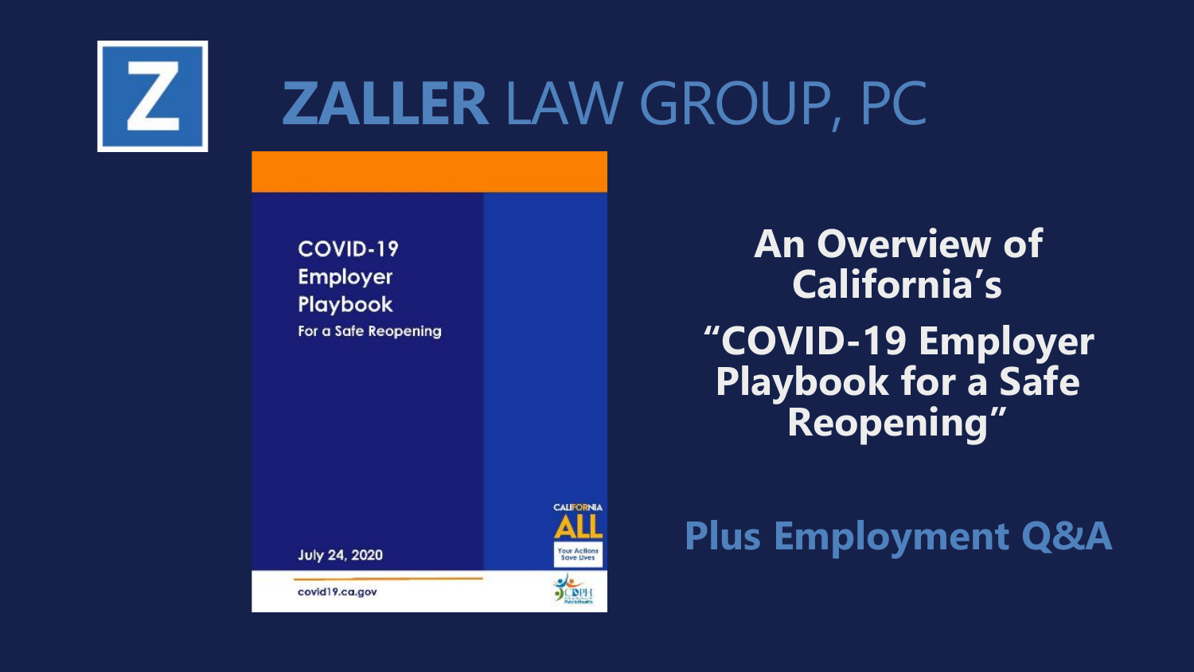# ZALLER LAW GROUP, PC

COVID-19
Employer
Playbook
For a Safe Reopening

July 24, 2020

covid19.ca.gov

CALIFORNIA ALL

Your Actions Save Lives

CDPH

## An Overview of California's "COVID-19 Employer Playbook for a Safe Reopening"

## Plus Employment Q&A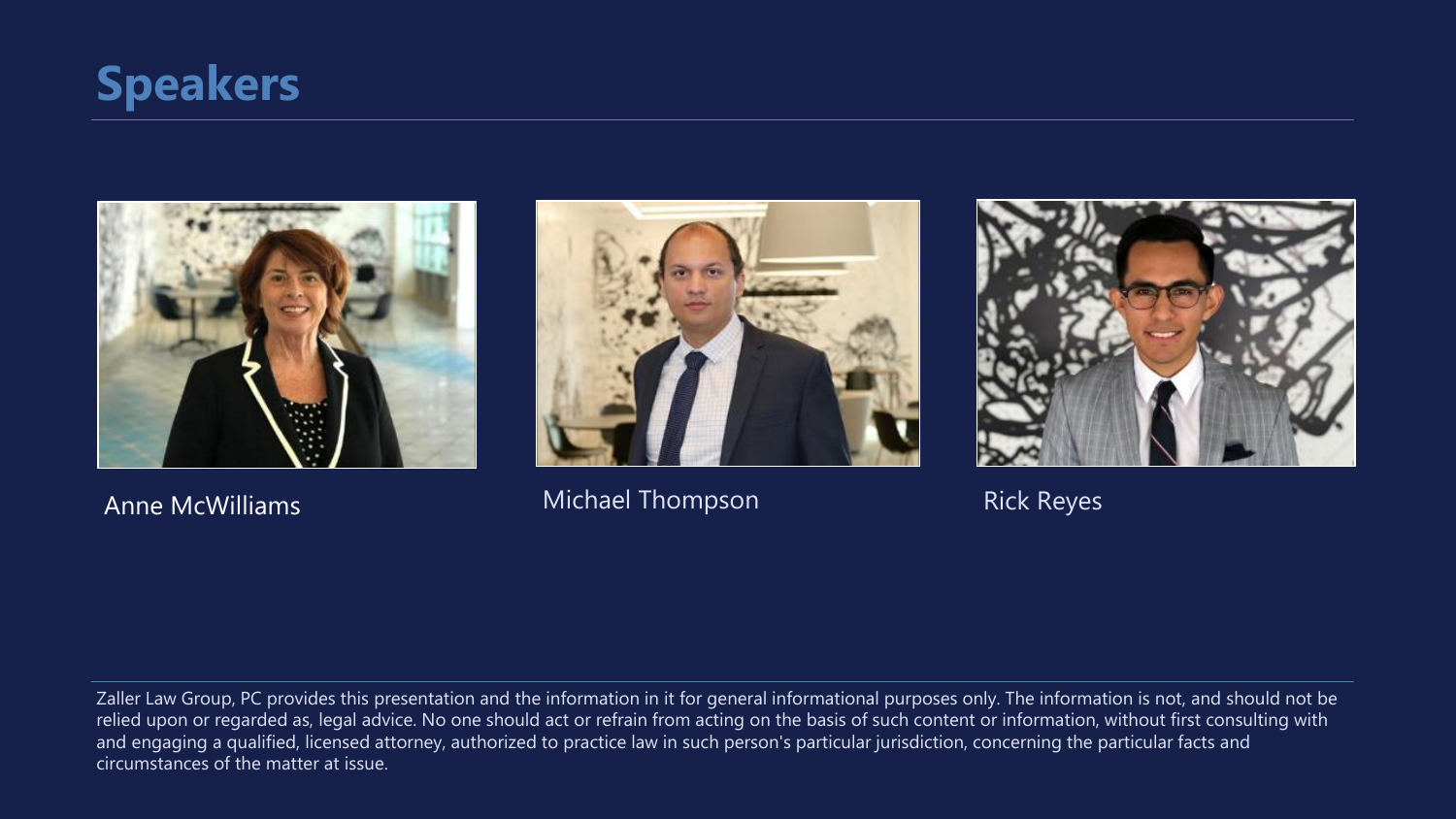# Speakers

Anne McWilliams

Michael Thompson

Rick Reyes

Zaller Law Group, PC provides this presentation and the information in it for general informational purposes only. The information is not, and should not be relied upon or regarded as, legal advice. No one should act or refrain from acting on the basis of such content or information, without first consulting with and engaging a qualified, licensed attorney, authorized to practice law in such person's particular jurisdiction, concerning the particular facts and circumstances of the matter at issue.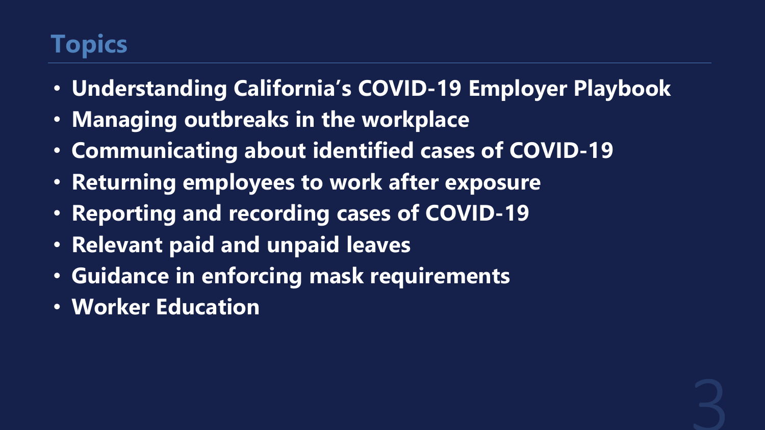# Topics

- **Understanding California's COVID-19 Employer Playbook**
- **Managing outbreaks in the workplace**
- **Communicating about identified cases of COVID-19**
- **Returning employees to work after exposure**
- **Reporting and recording cases of COVID-19**
- **Relevant paid and unpaid leaves**
- **Guidance in enforcing mask requirements**
- **Worker Education**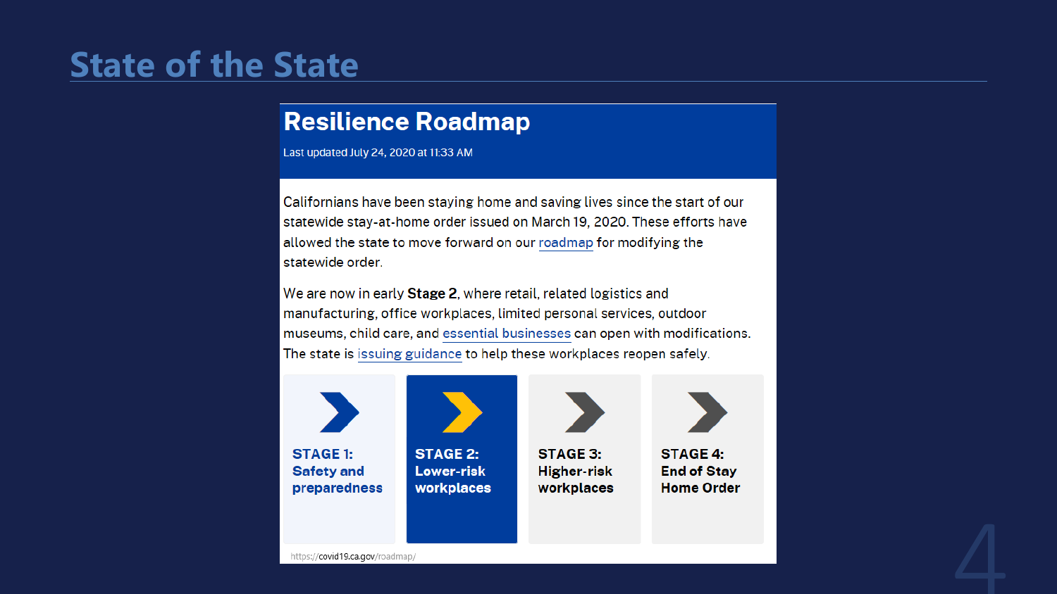# State of the State

## Resilience Roadmap

Last updated July 24, 2020 at 11:33 AM

Californians have been staying home and saving lives since the start of our statewide stay-at-home order issued on March 19, 2020. These efforts have allowed the state to move forward on our roadmap for modifying the statewide order.

We are now in early **Stage 2**, where retail, related logistics and manufacturing, office workplaces, limited personal services, outdoor museums, child care, and essential businesses can open with modifications. The state is issuing guidance to help these workplaces reopen safely.

- **STAGE 1: Safety and preparedness**
- **STAGE 2: Lower-risk workplaces**
- **STAGE 3: Higher-risk workplaces**
- **STAGE 4: End of Stay Home Order**

https://covid19.ca.gov/roadmap/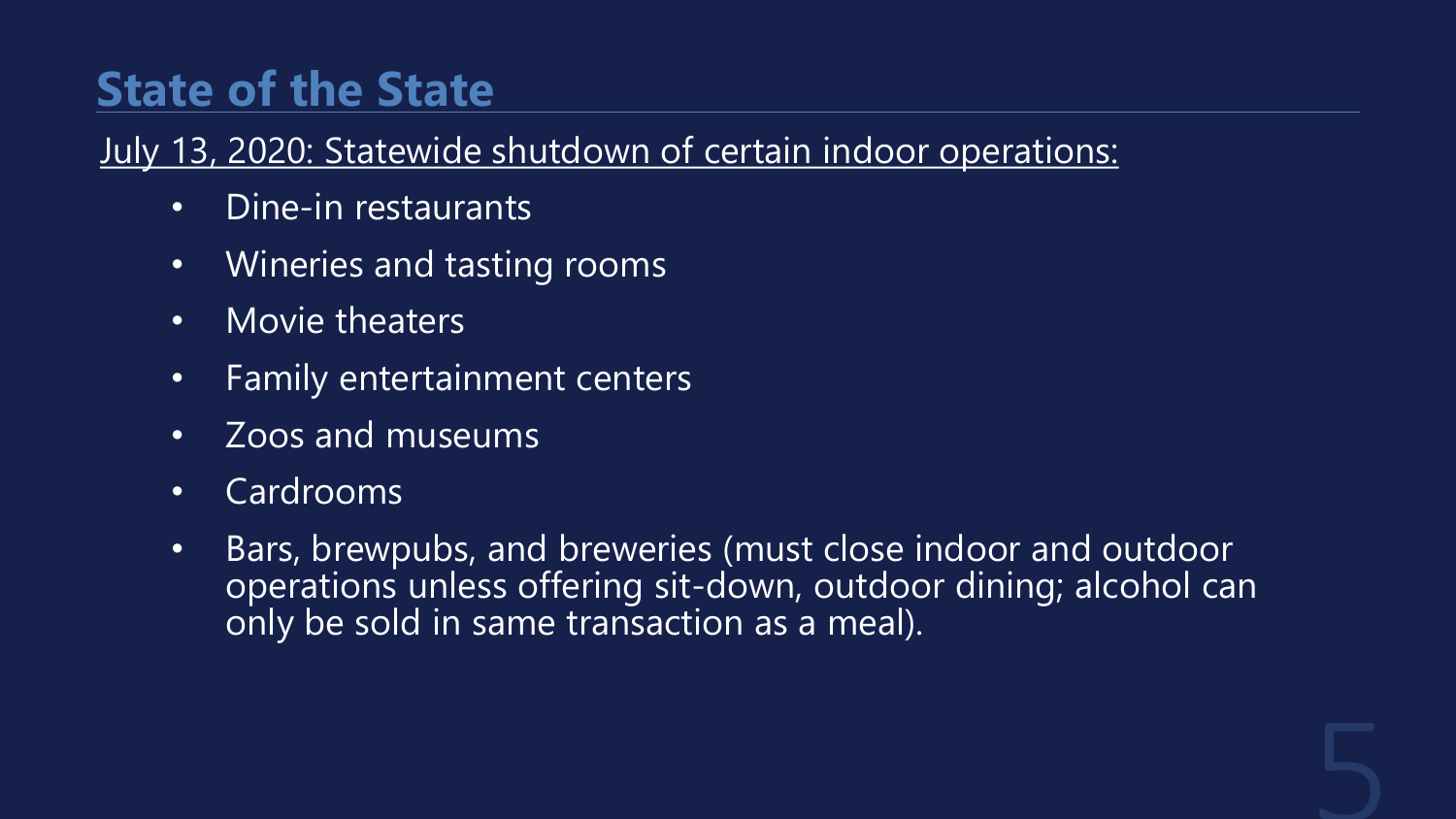# State of the State

July 13, 2020: Statewide shutdown of certain indoor operations:

- Dine-in restaurants
- Wineries and tasting rooms
- Movie theaters
- Family entertainment centers
- Zoos and museums
- Cardrooms
- Bars, brewpubs, and breweries (must close indoor and outdoor operations unless offering sit-down, outdoor dining; alcohol can only be sold in same transaction as a meal).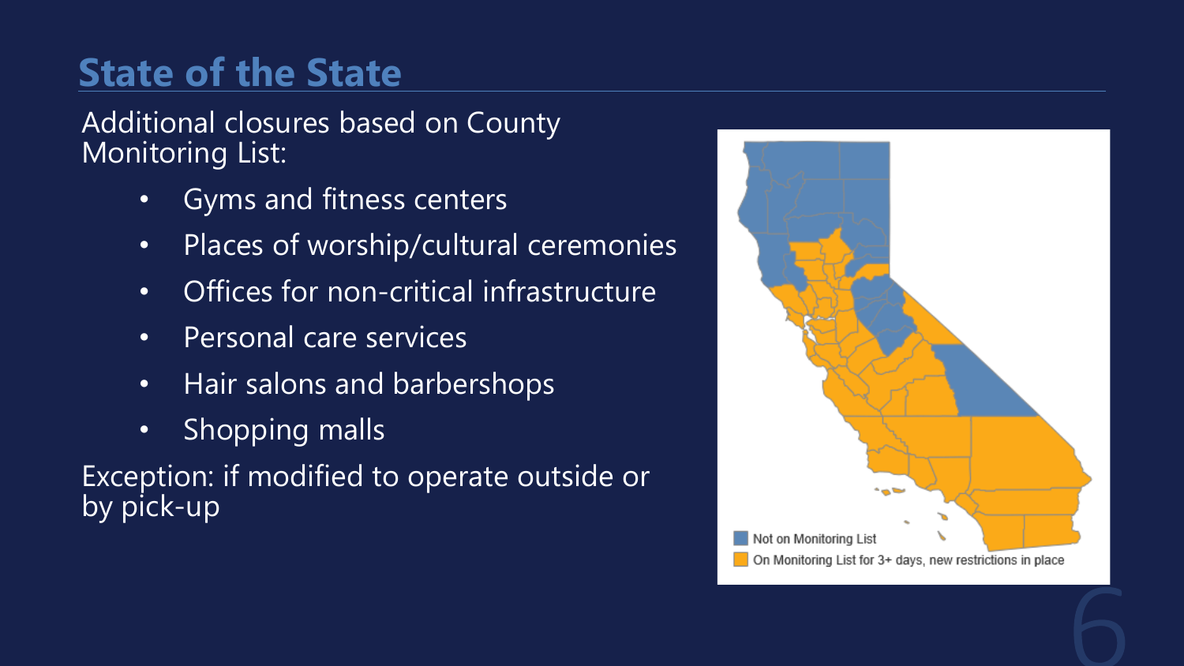# State of the State

Additional closures based on County Monitoring List:

- Gyms and fitness centers
- Places of worship/cultural ceremonies
- Offices for non-critical infrastructure
- Personal care services
- Hair salons and barbershops
- Shopping malls

Exception: if modified to operate outside or by pick-up

Not on Monitoring List

On Monitoring List for 3+ days, new restrictions in place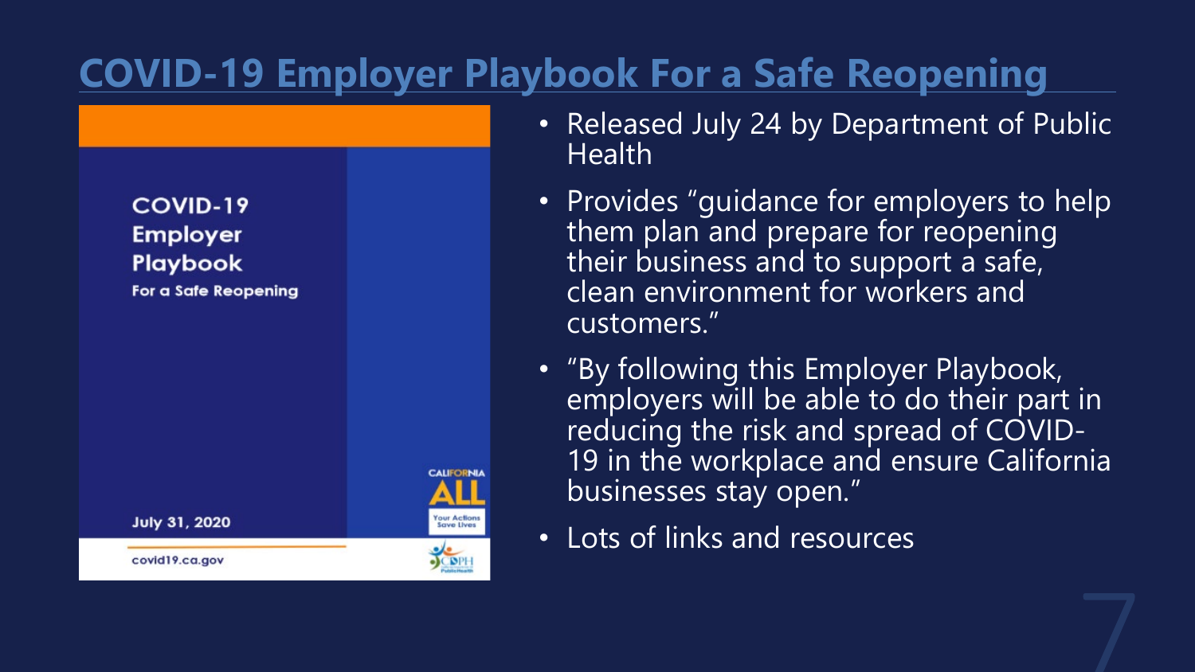# COVID-19 Employer Playbook For a Safe Reopening

COVID-19
Employer
Playbook
For a Safe Reopening

July 31, 2020

covid19.ca.gov

CALIFORNIA ALL
Your Actions Save Lives

CDPH

- Released July 24 by Department of Public Health
- Provides "guidance for employers to help them plan and prepare for reopening their business and to support a safe, clean environment for workers and customers."
- "By following this Employer Playbook, employers will be able to do their part in reducing the risk and spread of COVID-19 in the workplace and ensure California businesses stay open."
- Lots of links and resources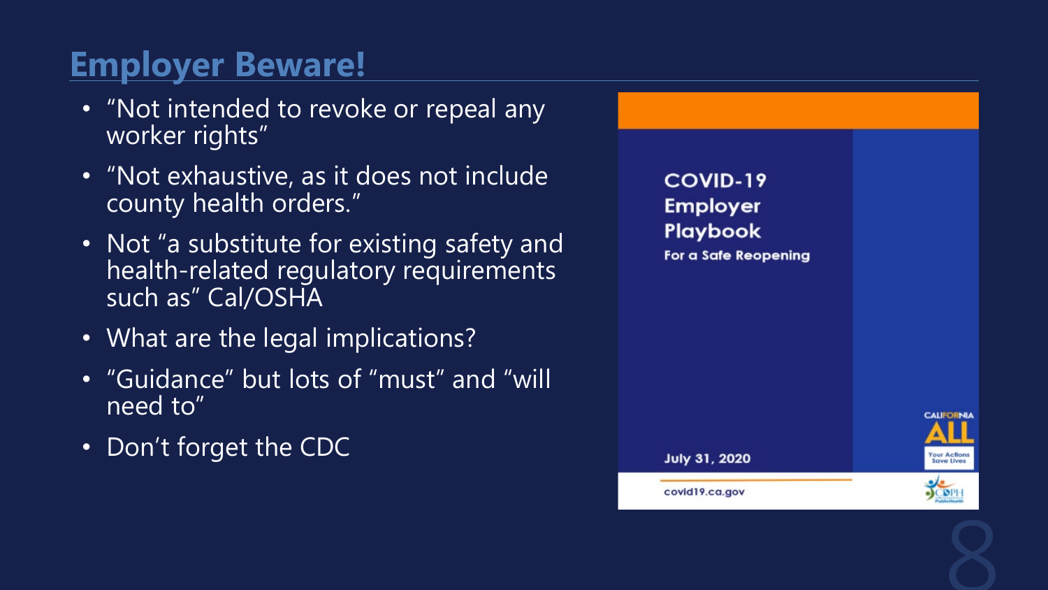## Employer Beware!

- "Not intended to revoke or repeal any worker rights"
- "Not exhaustive, as it does not include county health orders."
- Not "a substitute for existing safety and health-related regulatory requirements such as" Cal/OSHA
- What are the legal implications?
- "Guidance" but lots of "must" and "will need to"
- Don't forget the CDC

COVID-19 Employer Playbook

For a Safe Reopening

July 31, 2020

covid19.ca.gov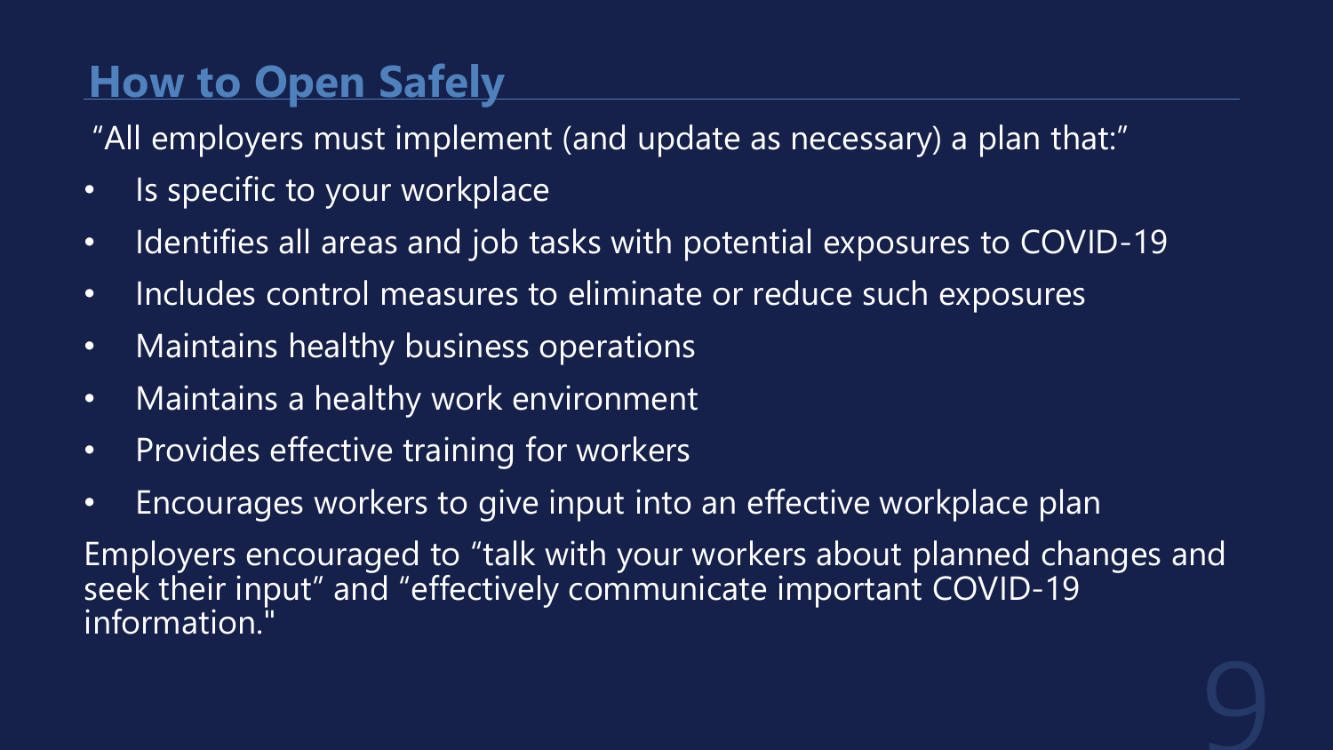# How to Open Safely

"All employers must implement (and update as necessary) a plan that:"

- Is specific to your workplace
- Identifies all areas and job tasks with potential exposures to COVID-19
- Includes control measures to eliminate or reduce such exposures
- Maintains healthy business operations
- Maintains a healthy work environment
- Provides effective training for workers
- Encourages workers to give input into an effective workplace plan

Employers encouraged to "talk with your workers about planned changes and seek their input" and "effectively communicate important COVID-19 information."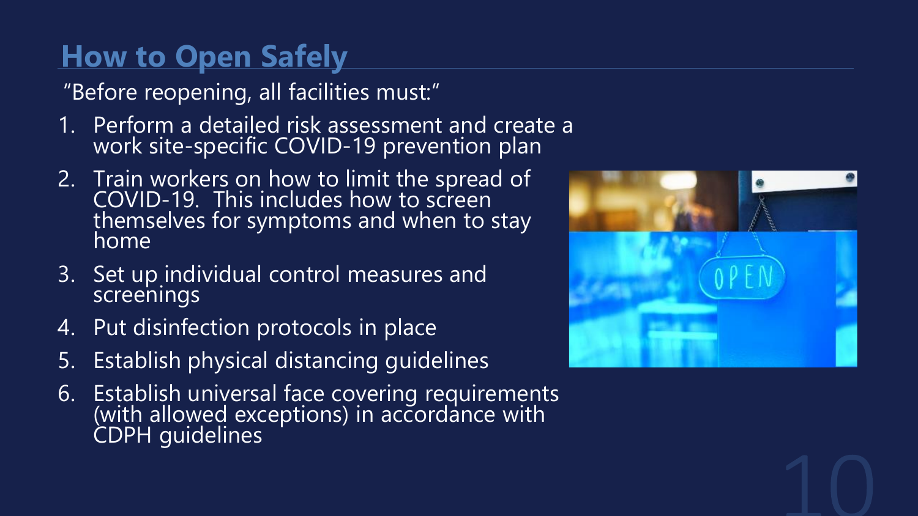## How to Open Safely

"Before reopening, all facilities must:"

1. Perform a detailed risk assessment and create a work site-specific COVID-19 prevention plan
2. Train workers on how to limit the spread of COVID-19. This includes how to screen themselves for symptoms and when to stay home
3. Set up individual control measures and screenings
4. Put disinfection protocols in place
5. Establish physical distancing guidelines
6. Establish universal face covering requirements (with allowed exceptions) in accordance with CDPH guidelines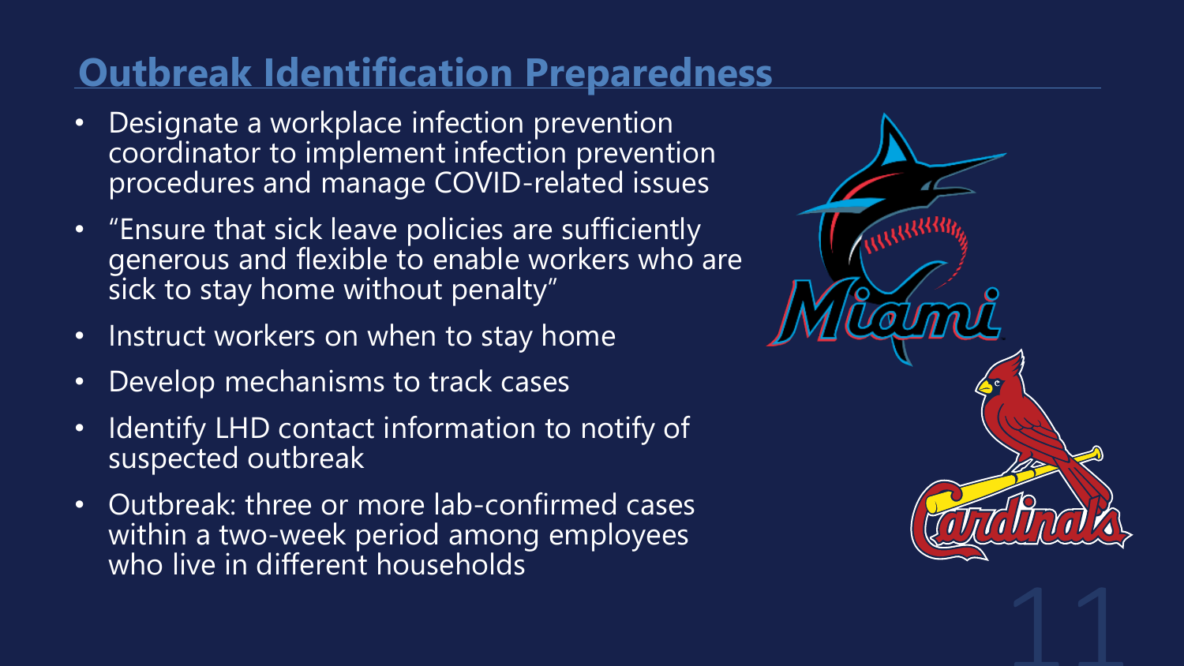# Outbreak Identification Preparedness

- Designate a workplace infection prevention coordinator to implement infection prevention procedures and manage COVID-related issues
- "Ensure that sick leave policies are sufficiently generous and flexible to enable workers who are sick to stay home without penalty"
- Instruct workers on when to stay home
- Develop mechanisms to track cases
- Identify LHD contact information to notify of suspected outbreak
- Outbreak: three or more lab-confirmed cases within a two-week period among employees who live in different households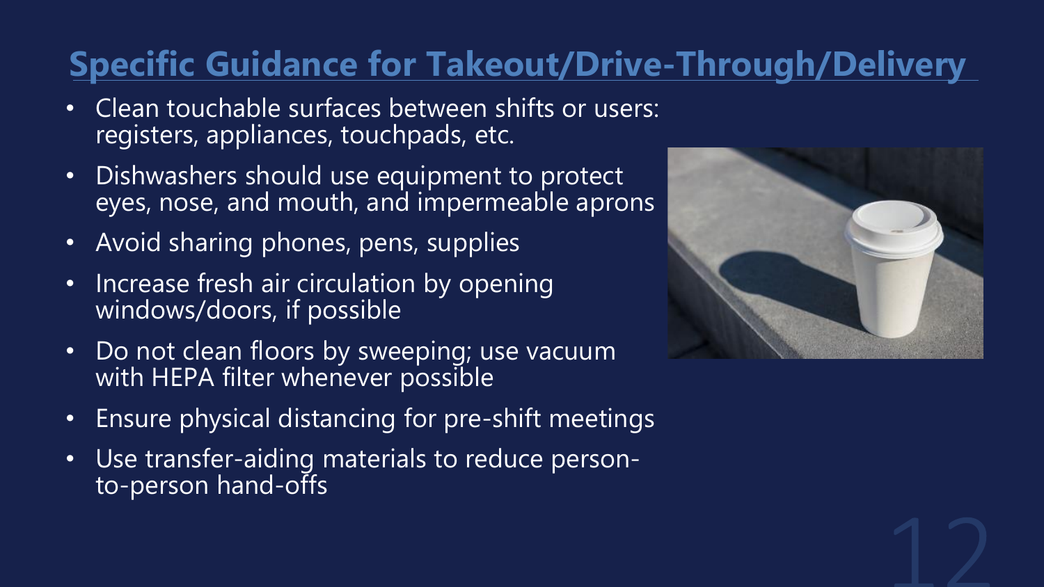# Specific Guidance for Takeout/Drive-Through/Delivery

- Clean touchable surfaces between shifts or users: registers, appliances, touchpads, etc.
- Dishwashers should use equipment to protect eyes, nose, and mouth, and impermeable aprons
- Avoid sharing phones, pens, supplies
- Increase fresh air circulation by opening windows/doors, if possible
- Do not clean floors by sweeping; use vacuum with HEPA filter whenever possible
- Ensure physical distancing for pre-shift meetings
- Use transfer-aiding materials to reduce person-to-person hand-offs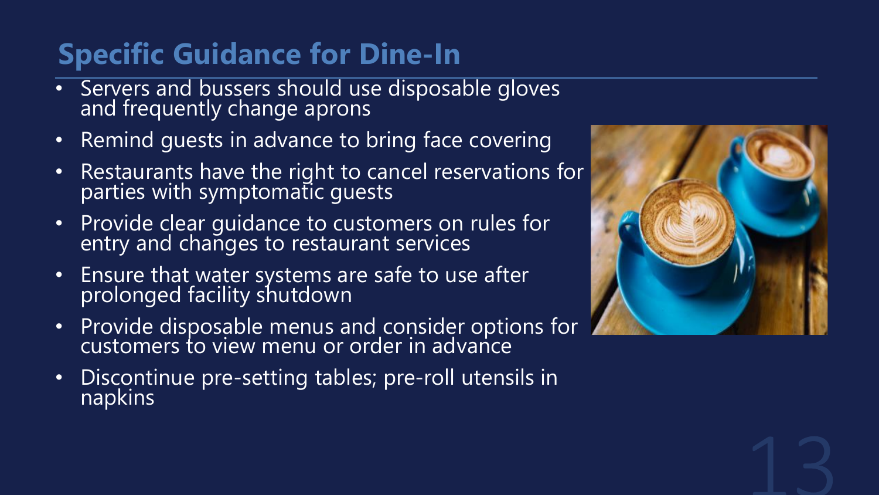## Specific Guidance for Dine-In

- Servers and bussers should use disposable gloves and frequently change aprons
- Remind guests in advance to bring face covering
- Restaurants have the right to cancel reservations for parties with symptomatic guests
- Provide clear guidance to customers on rules for entry and changes to restaurant services
- Ensure that water systems are safe to use after prolonged facility shutdown
- Provide disposable menus and consider options for customers to view menu or order in advance
- Discontinue pre-setting tables; pre-roll utensils in napkins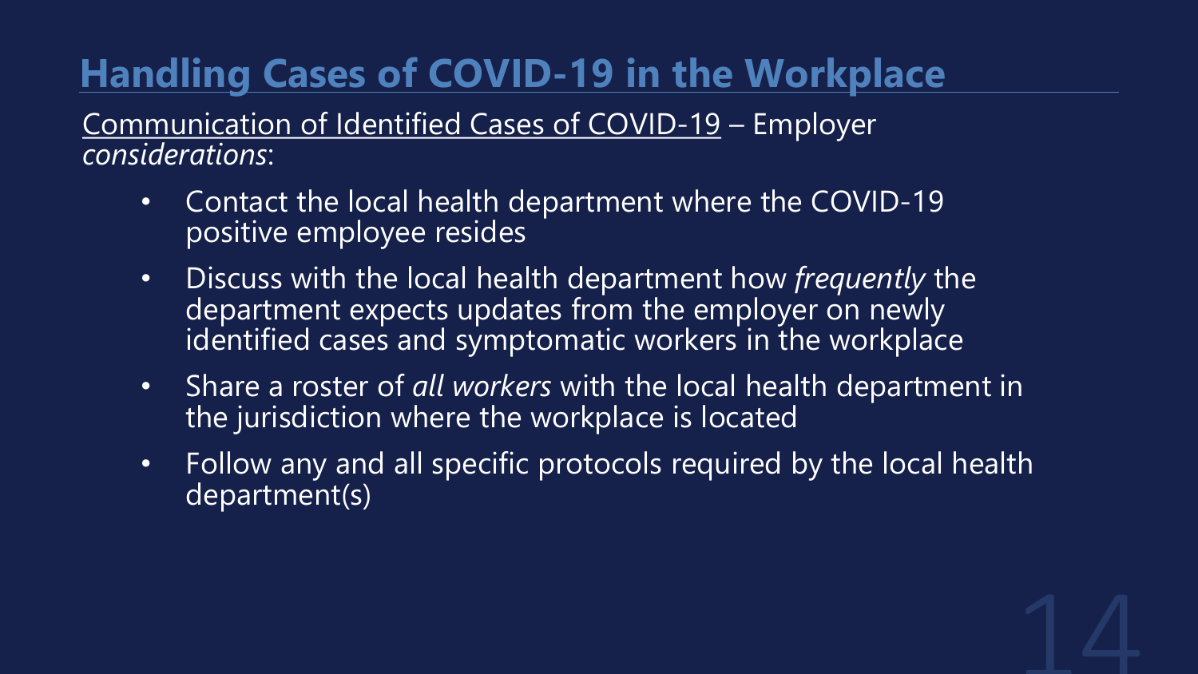# Handling Cases of COVID-19 in the Workplace

Communication of Identified Cases of COVID-19 – Employer *considerations*:

- Contact the local health department where the COVID-19 positive employee resides
- Discuss with the local health department how *frequently* the department expects updates from the employer on newly identified cases and symptomatic workers in the workplace
- Share a roster of *all workers* with the local health department in the jurisdiction where the workplace is located
- Follow any and all specific protocols required by the local health department(s)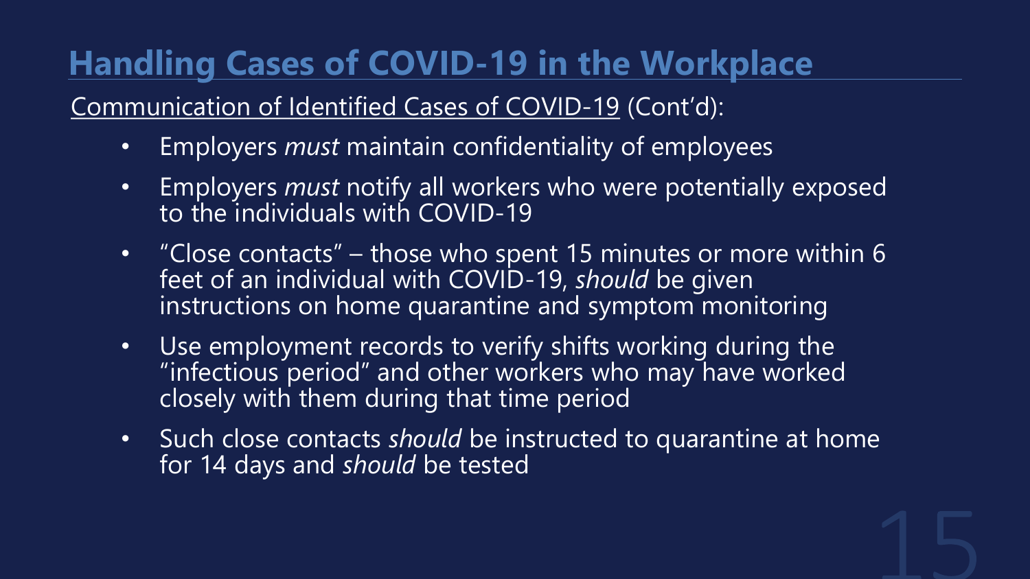# Handling Cases of COVID-19 in the Workplace

Communication of Identified Cases of COVID-19 (Cont'd):

- Employers *must* maintain confidentiality of employees
- Employers *must* notify all workers who were potentially exposed to the individuals with COVID-19
- "Close contacts" – those who spent 15 minutes or more within 6 feet of an individual with COVID-19, *should* be given instructions on home quarantine and symptom monitoring
- Use employment records to verify shifts working during the "infectious period" and other workers who may have worked closely with them during that time period
- Such close contacts *should* be instructed to quarantine at home for 14 days and *should* be tested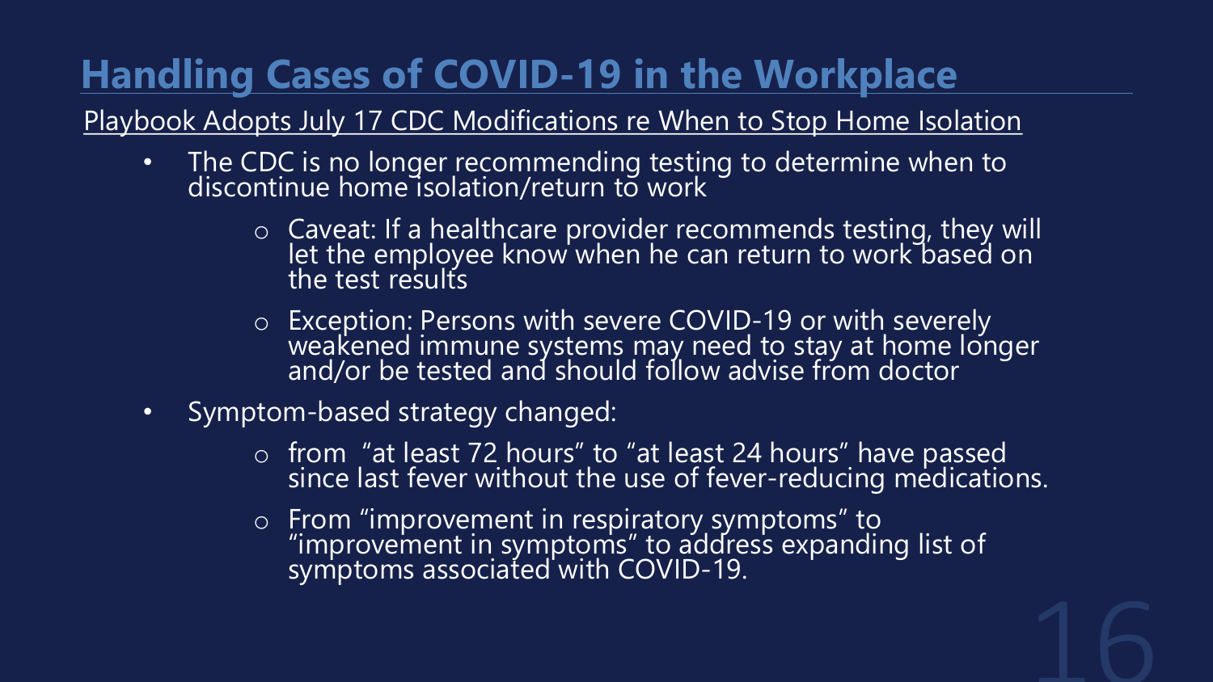# Handling Cases of COVID-19 in the Workplace

Playbook Adopts July 17 CDC Modifications re When to Stop Home Isolation

- The CDC is no longer recommending testing to determine when to discontinue home isolation/return to work
  - Caveat: If a healthcare provider recommends testing, they will let the employee know when he can return to work based on the test results
  - Exception: Persons with severe COVID-19 or with severely weakened immune systems may need to stay at home longer and/or be tested and should follow advise from doctor
- Symptom-based strategy changed:
  - from "at least 72 hours" to "at least 24 hours" have passed since last fever without the use of fever-reducing medications.
  - From "improvement in respiratory symptoms" to "improvement in symptoms" to address expanding list of symptoms associated with COVID-19.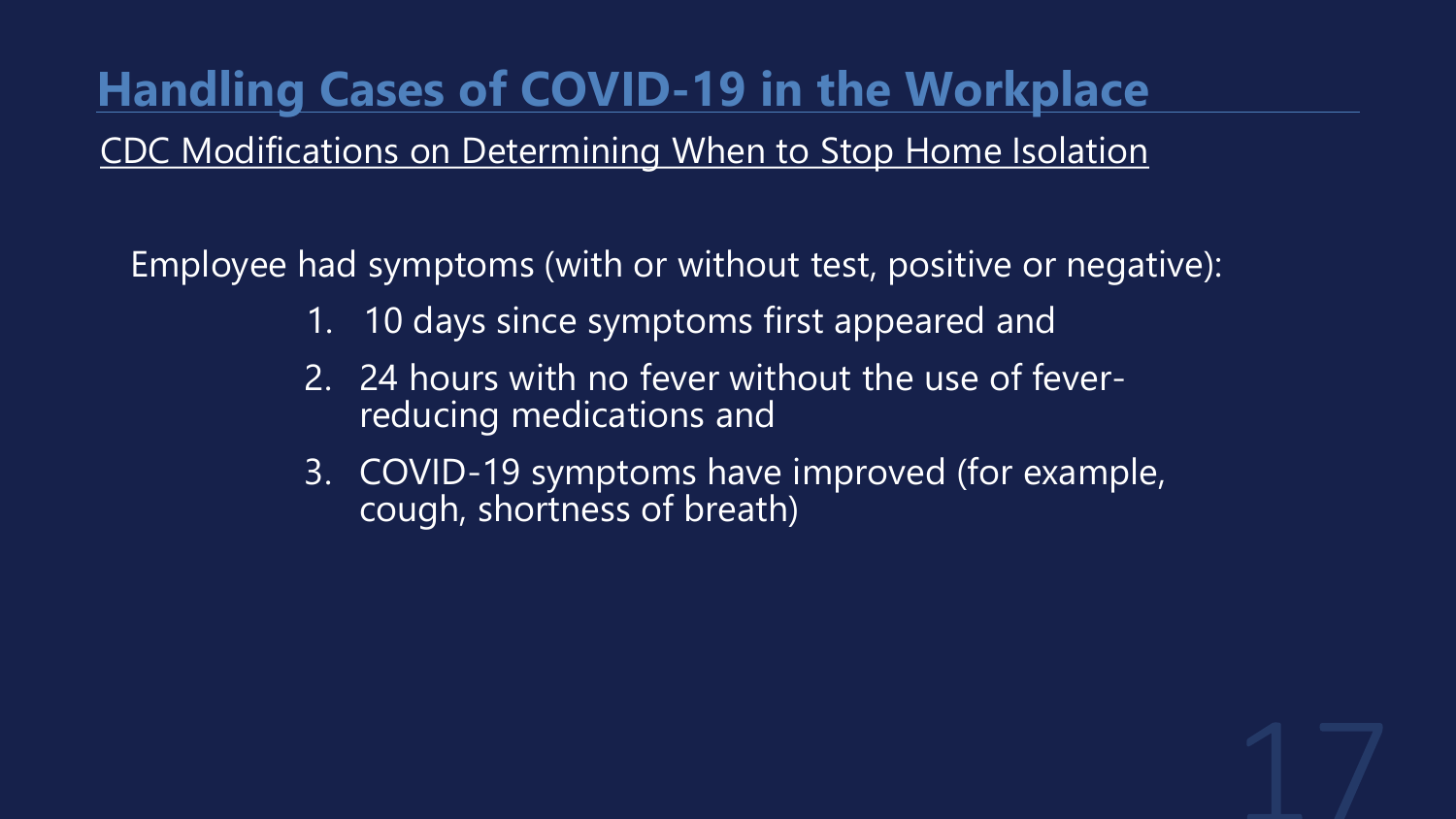# Handling Cases of COVID-19 in the Workplace

<u>CDC Modifications on Determining When to Stop Home Isolation</u>

Employee had symptoms (with or without test, positive or negative):

1. 10 days since symptoms first appeared and
2. 24 hours with no fever without the use of fever-reducing medications and
3. COVID-19 symptoms have improved (for example, cough, shortness of breath)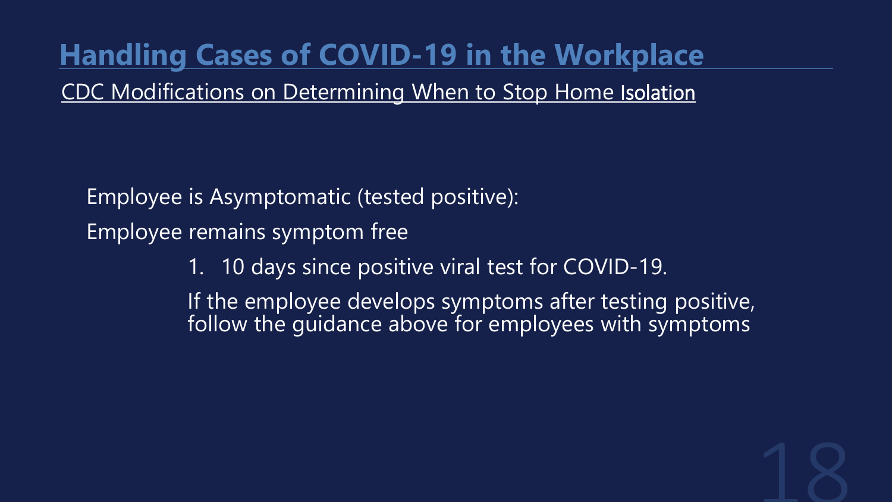# Handling Cases of COVID-19 in the Workplace

CDC Modifications on Determining When to Stop Home Isolation

Employee is Asymptomatic (tested positive):

Employee remains symptom free

1. 10 days since positive viral test for COVID-19.

If the employee develops symptoms after testing positive, follow the guidance above for employees with symptoms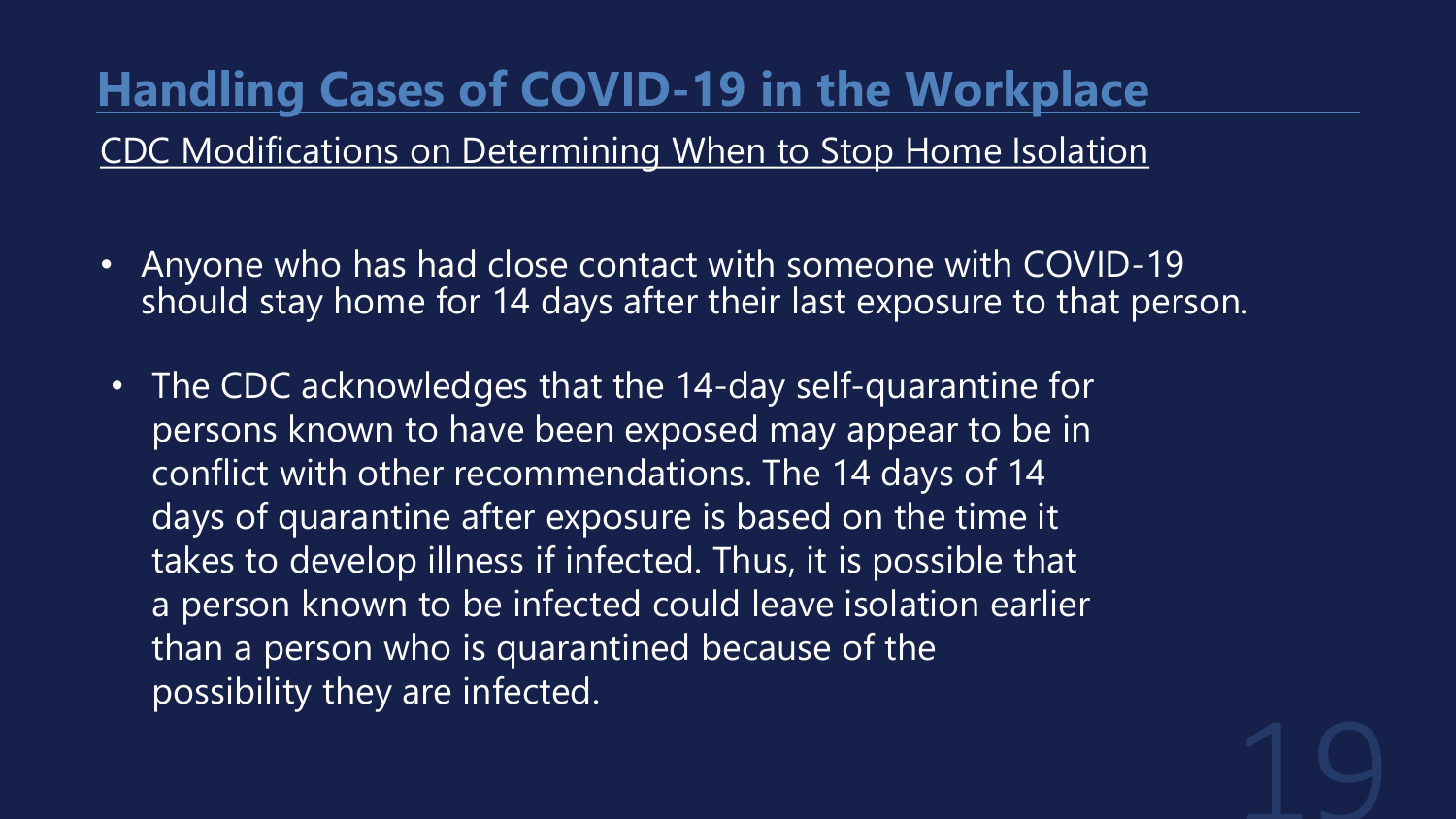# Handling Cases of COVID-19 in the Workplace

CDC Modifications on Determining When to Stop Home Isolation

- Anyone who has had close contact with someone with COVID-19 should stay home for 14 days after their last exposure to that person.

- The CDC acknowledges that the 14-day self-quarantine for persons known to have been exposed may appear to be in conflict with other recommendations. The 14 days of 14 days of quarantine after exposure is based on the time it takes to develop illness if infected. Thus, it is possible that a person known to be infected could leave isolation earlier than a person who is quarantined because of the possibility they are infected.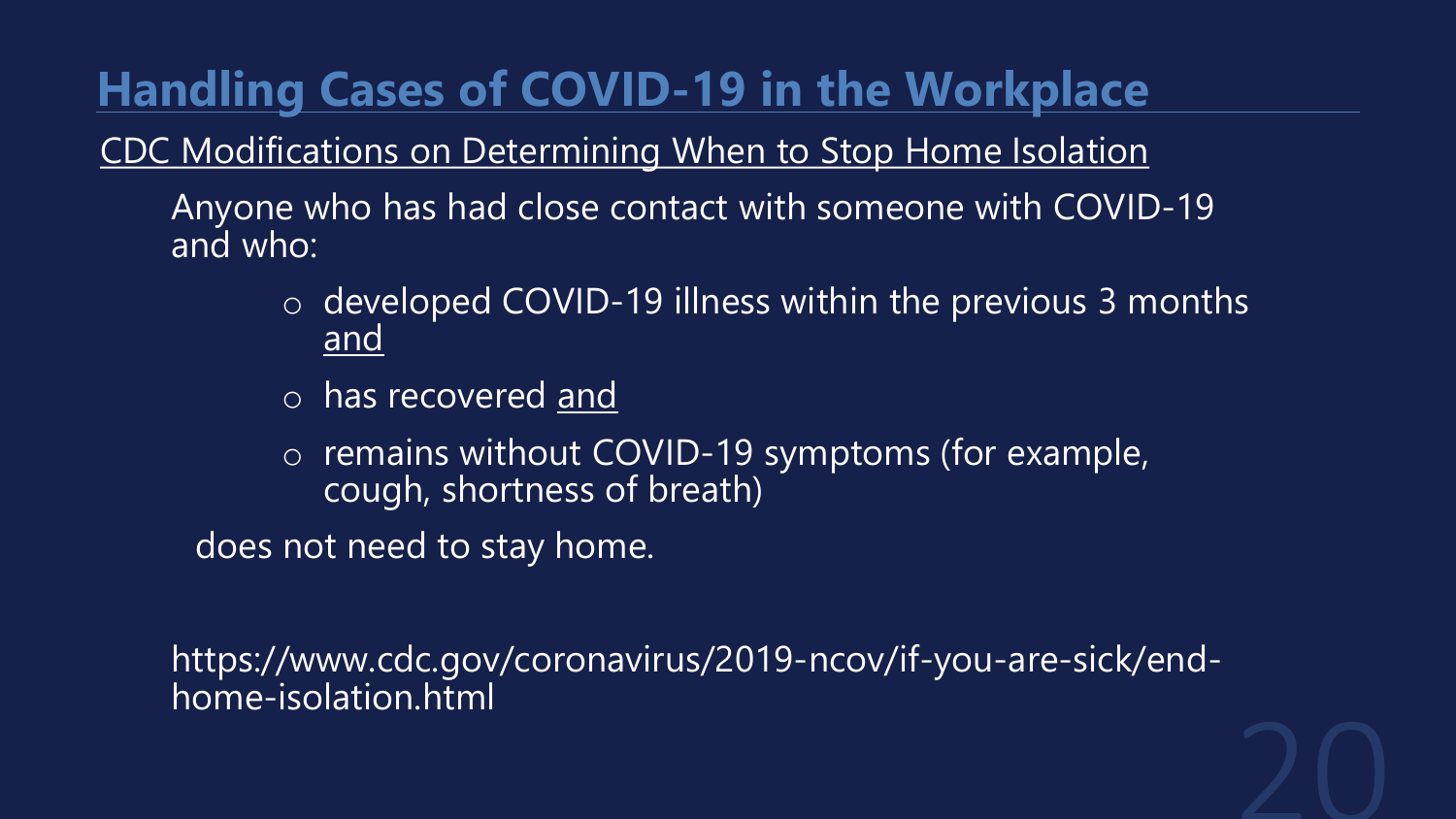# Handling Cases of COVID-19 in the Workplace

CDC Modifications on Determining When to Stop Home Isolation

Anyone who has had close contact with someone with COVID-19 and who:

- developed COVID-19 illness within the previous 3 months and
- has recovered and
- remains without COVID-19 symptoms (for example, cough, shortness of breath)

does not need to stay home.

https://www.cdc.gov/coronavirus/2019-ncov/if-you-are-sick/end-home-isolation.html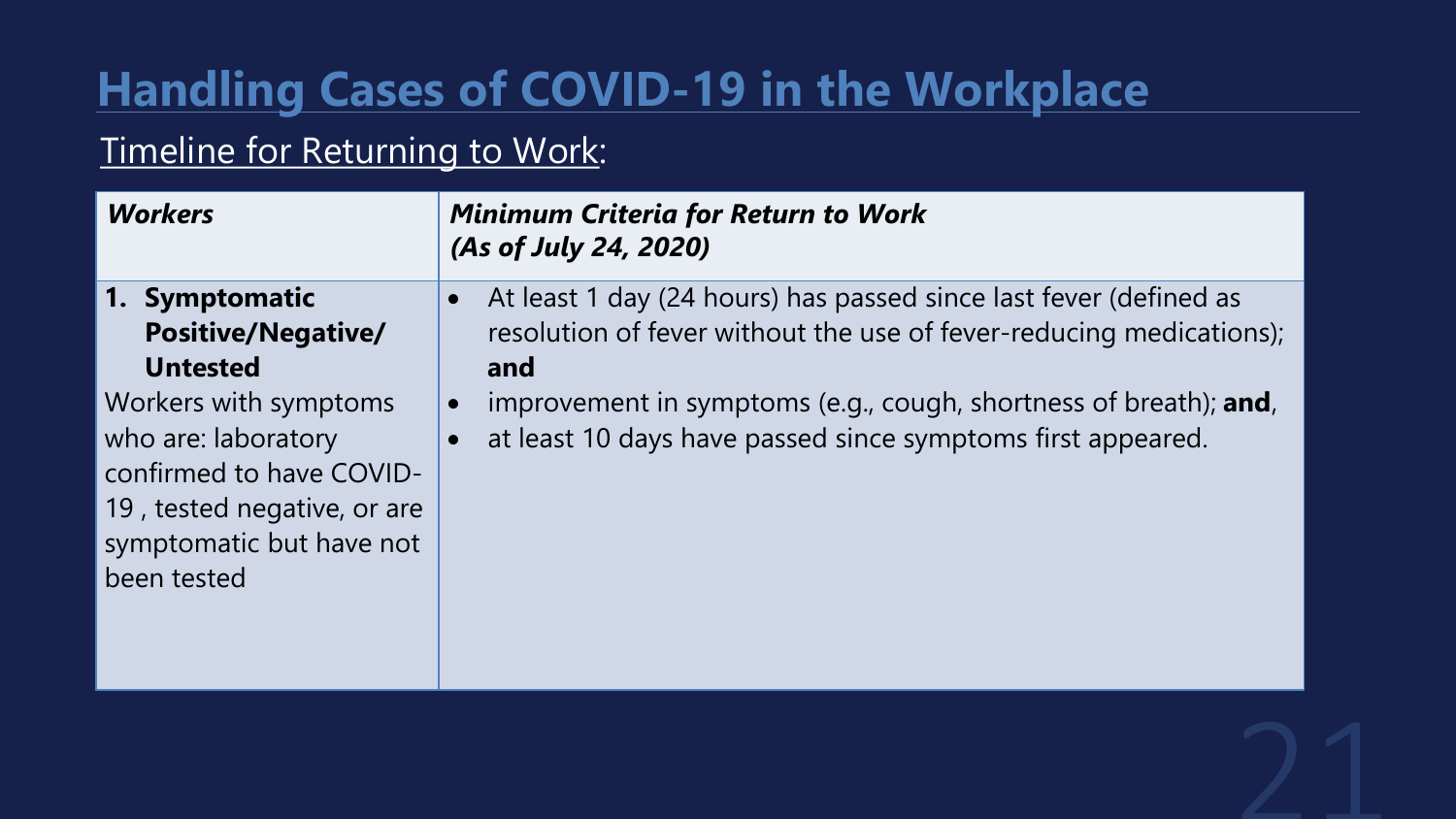# Handling Cases of COVID-19 in the Workplace

## Timeline for Returning to Work:

| ***Workers*** | ***Minimum Criteria for Return to Work (As of July 24, 2020)*** |
|---|---|
| **1. Symptomatic Positive/Negative/ Untested**<br>Workers with symptoms who are: laboratory confirmed to have COVID-19 , tested negative, or are symptomatic but have not been tested | • At least 1 day (24 hours) has passed since last fever (defined as resolution of fever without the use of fever-reducing medications); **and**<br>• improvement in symptoms (e.g., cough, shortness of breath); **and**,<br>• at least 10 days have passed since symptoms first appeared. |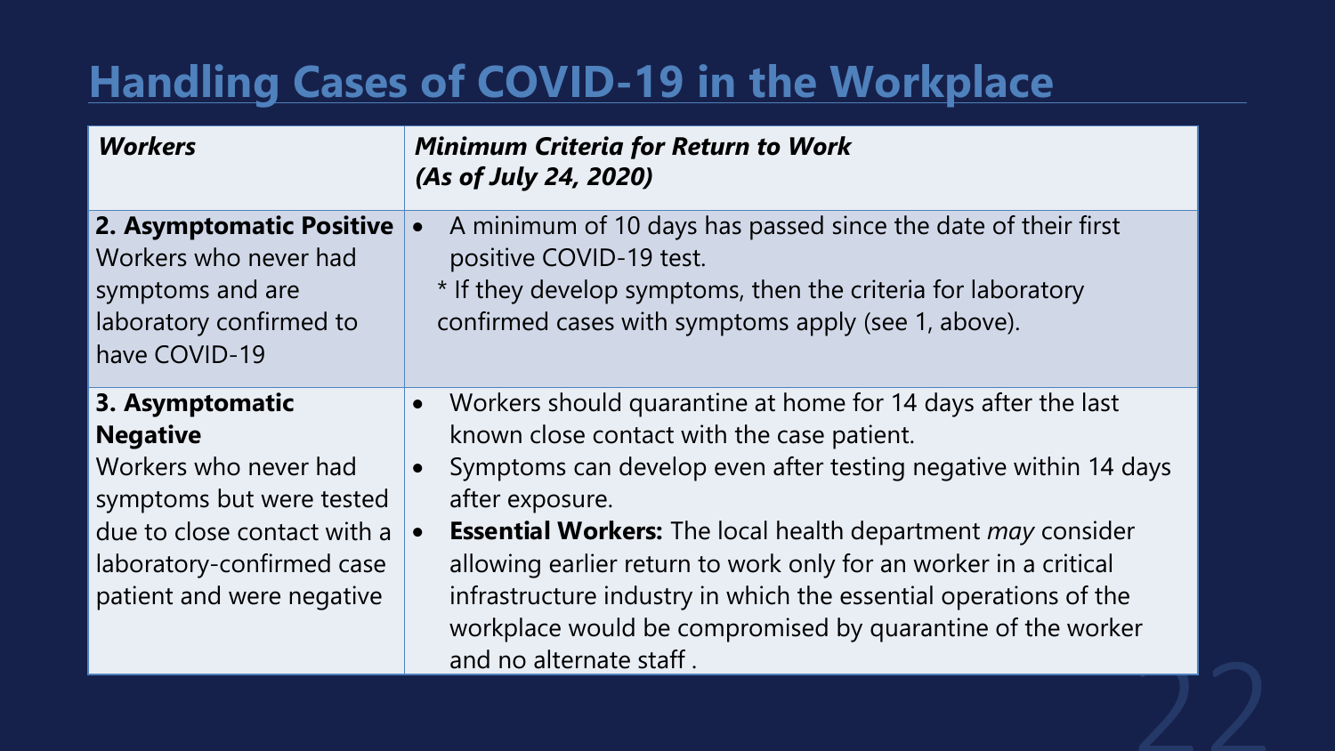# Handling Cases of COVID-19 in the Workplace

| ***Workers*** | ***Minimum Criteria for Return to Work (As of July 24, 2020)*** |
|---|---|
| **2. Asymptomatic Positive** Workers who never had symptoms and are laboratory confirmed to have COVID-19 | • A minimum of 10 days has passed since the date of their first positive COVID-19 test.<br>* If they develop symptoms, then the criteria for laboratory confirmed cases with symptoms apply (see 1, above). |
| **3. Asymptomatic Negative** Workers who never had symptoms but were tested due to close contact with a laboratory-confirmed case patient and were negative | • Workers should quarantine at home for 14 days after the last known close contact with the case patient.<br>• Symptoms can develop even after testing negative within 14 days after exposure.<br>• **Essential Workers:** The local health department *may* consider allowing earlier return to work only for an worker in a critical infrastructure industry in which the essential operations of the workplace would be compromised by quarantine of the worker and no alternate staff . |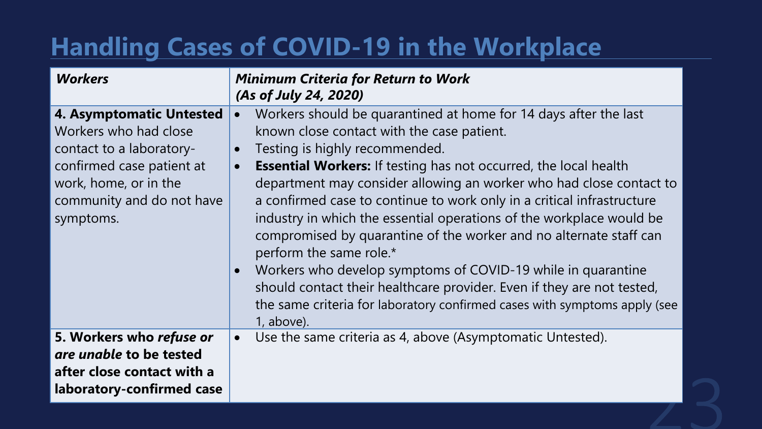# Handling Cases of COVID-19 in the Workplace

| ***Workers*** | ***Minimum Criteria for Return to Work (As of July 24, 2020)*** |
|---|---|
| **4. Asymptomatic Untested** Workers who had close contact to a laboratory-confirmed case patient at work, home, or in the community and do not have symptoms. | • Workers should be quarantined at home for 14 days after the last known close contact with the case patient.<br>• Testing is highly recommended.<br>• **Essential Workers:** If testing has not occurred, the local health department may consider allowing an worker who had close contact to a confirmed case to continue to work only in a critical infrastructure industry in which the essential operations of the workplace would be compromised by quarantine of the worker and no alternate staff can perform the same role.*<br>• Workers who develop symptoms of COVID-19 while in quarantine should contact their healthcare provider. Even if they are not tested, the same criteria for laboratory confirmed cases with symptoms apply (see 1, above). |
| **5. Workers who *refuse or are unable* to be tested after close contact with a laboratory-confirmed case** | • Use the same criteria as 4, above (Asymptomatic Untested). |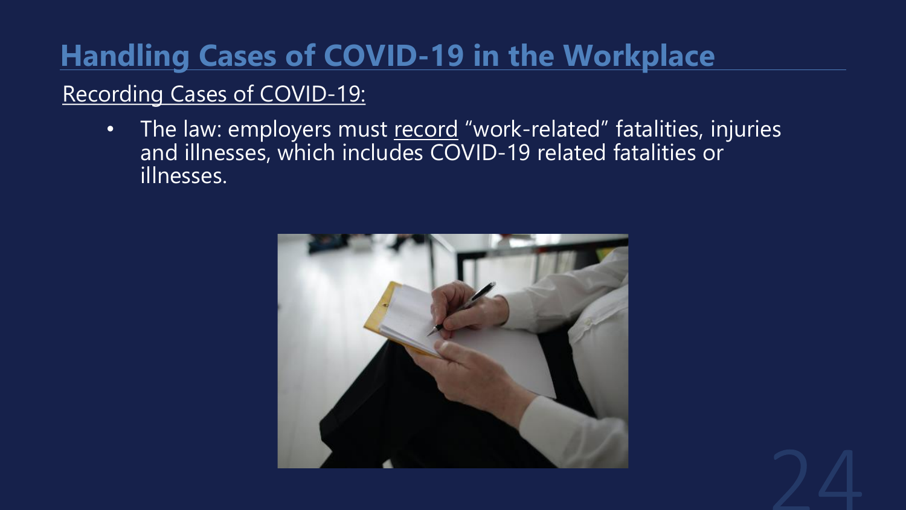# Handling Cases of COVID-19 in the Workplace

Recording Cases of COVID-19:

- The law: employers must record "work-related" fatalities, injuries and illnesses, which includes COVID-19 related fatalities or illnesses.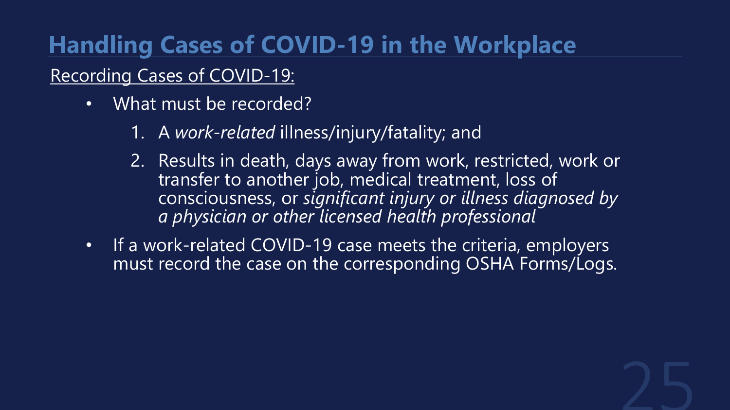# Handling Cases of COVID-19 in the Workplace

Recording Cases of COVID-19:

- What must be recorded?
  1. A *work-related* illness/injury/fatality; and
  2. Results in death, days away from work, restricted, work or transfer to another job, medical treatment, loss of consciousness, or *significant injury or illness diagnosed by a physician or other licensed health professional*
- If a work-related COVID-19 case meets the criteria, employers must record the case on the corresponding OSHA Forms/Logs.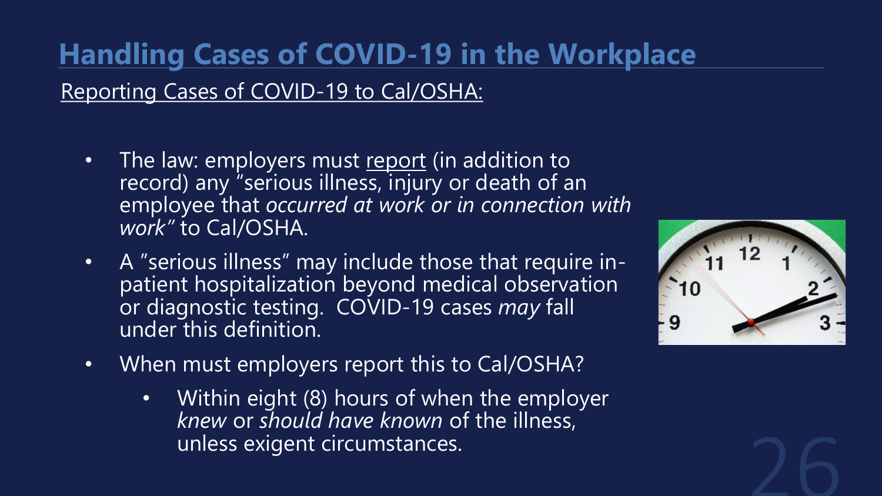# Handling Cases of COVID-19 in the Workplace

Reporting Cases of COVID-19 to Cal/OSHA:

- The law: employers must report (in addition to record) any "serious illness, injury or death of an employee that *occurred at work or in connection with work*" to Cal/OSHA.
- A "serious illness" may include those that require in-patient hospitalization beyond medical observation or diagnostic testing. COVID-19 cases *may* fall under this definition.
- When must employers report this to Cal/OSHA?
  - Within eight (8) hours of when the employer *knew* or *should have known* of the illness, unless exigent circumstances.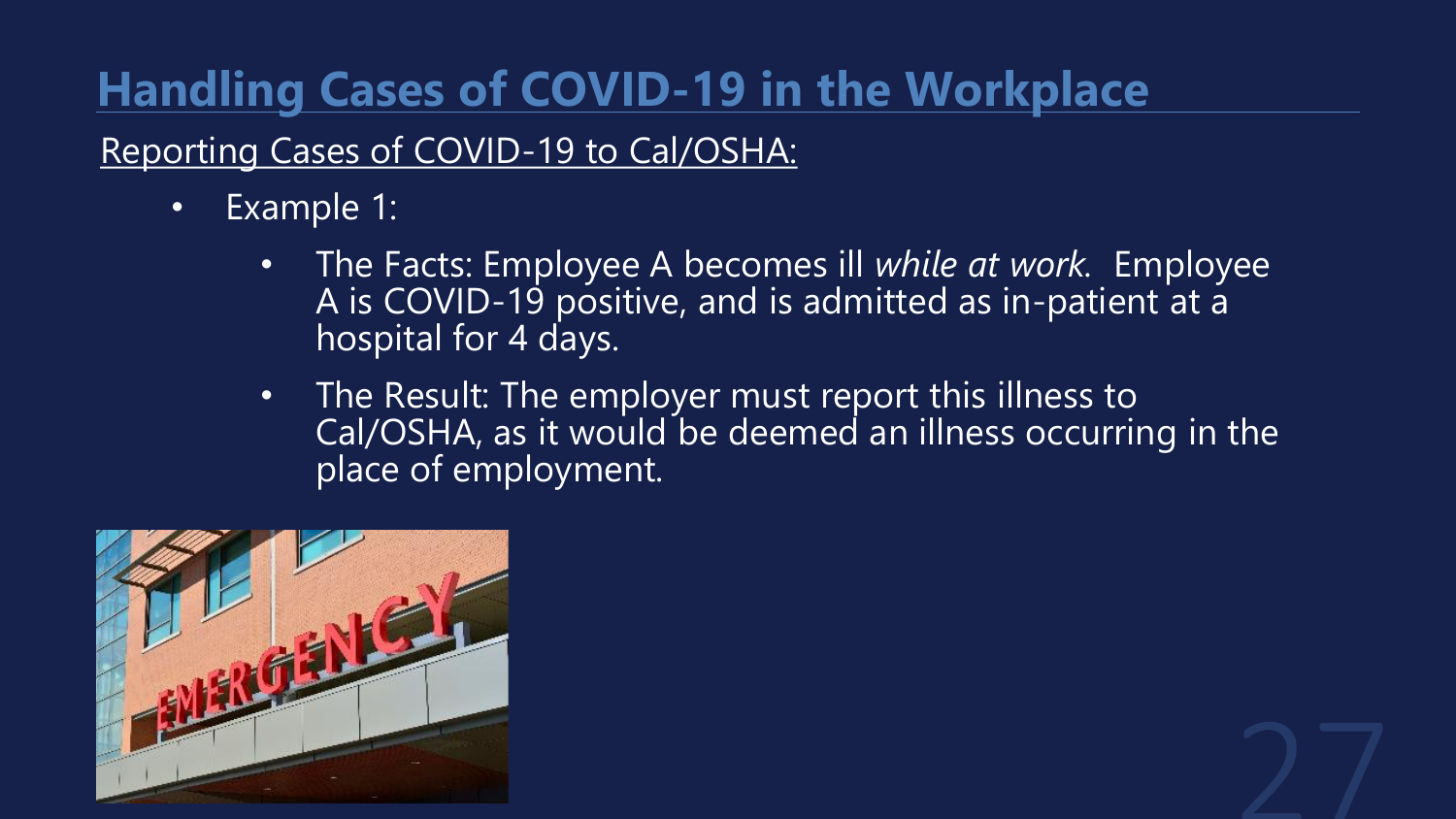# Handling Cases of COVID-19 in the Workplace

Reporting Cases of COVID-19 to Cal/OSHA:

- Example 1:
  - The Facts: Employee A becomes ill *while at work*. Employee A is COVID-19 positive, and is admitted as in-patient at a hospital for 4 days.
  - The Result: The employer must report this illness to Cal/OSHA, as it would be deemed an illness occurring in the place of employment.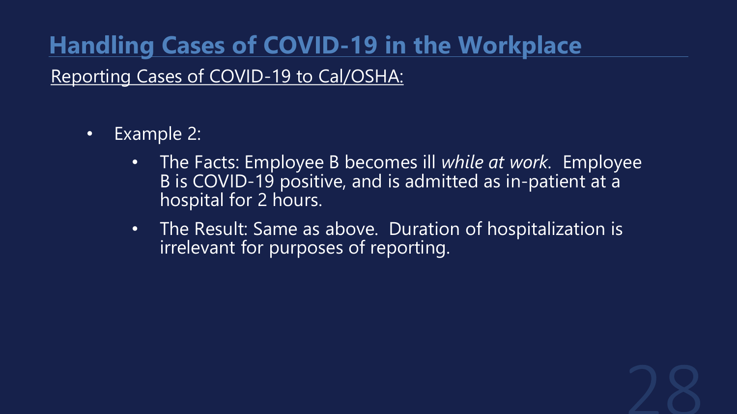# Handling Cases of COVID-19 in the Workplace

Reporting Cases of COVID-19 to Cal/OSHA:

- Example 2:
  - The Facts: Employee B becomes ill *while at work*. Employee B is COVID-19 positive, and is admitted as in-patient at a hospital for 2 hours.
  - The Result: Same as above. Duration of hospitalization is irrelevant for purposes of reporting.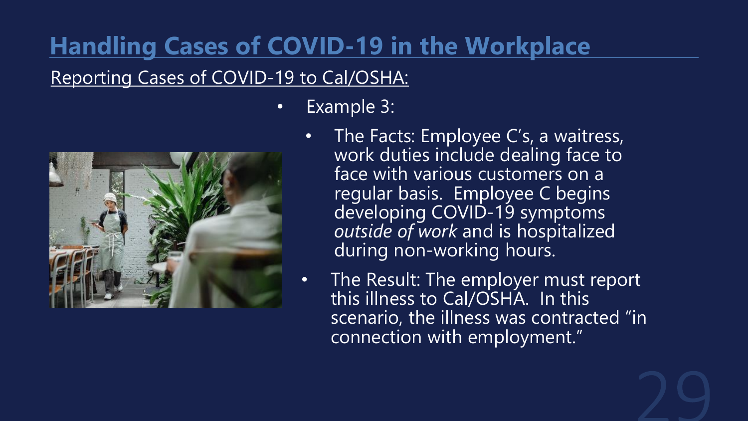# Handling Cases of COVID-19 in the Workplace

Reporting Cases of COVID-19 to Cal/OSHA:

- Example 3:
  - The Facts: Employee C's, a waitress, work duties include dealing face to face with various customers on a regular basis. Employee C begins developing COVID-19 symptoms *outside of work* and is hospitalized during non-working hours.
- The Result: The employer must report this illness to Cal/OSHA. In this scenario, the illness was contracted "in connection with employment."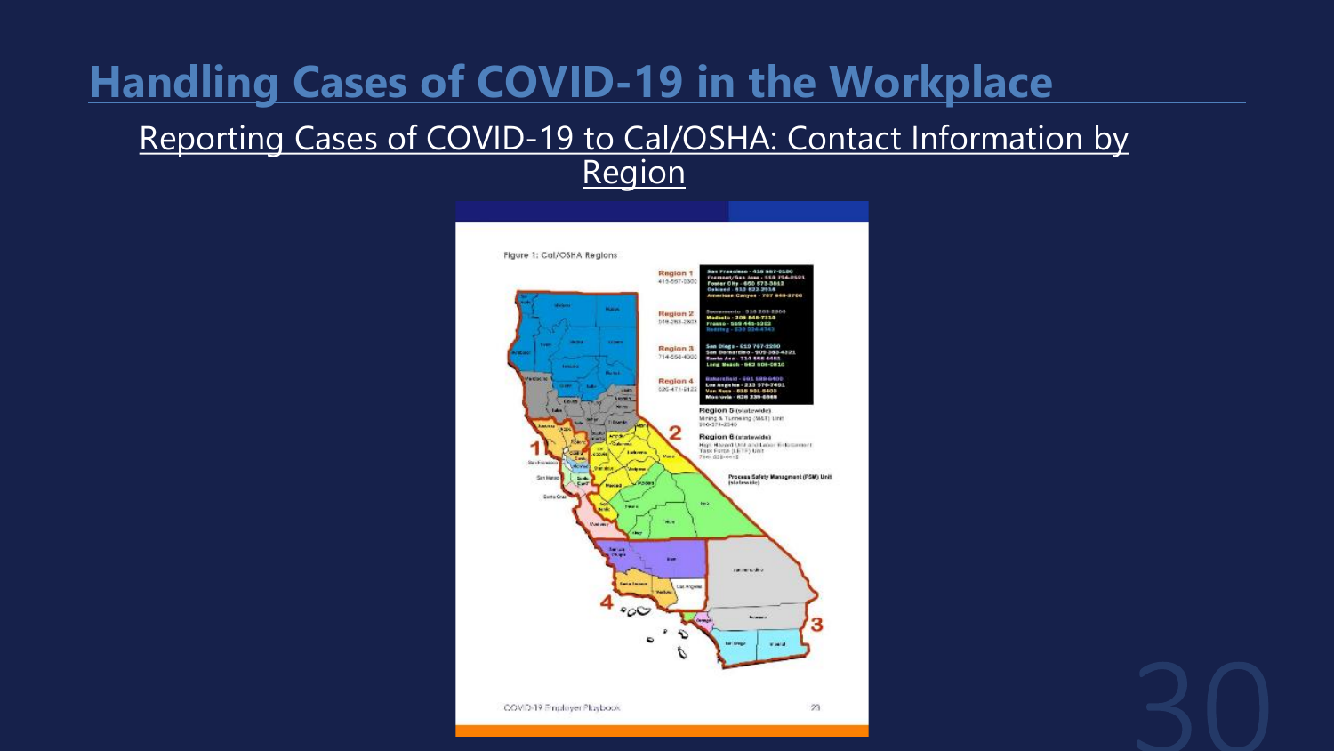# Handling Cases of COVID-19 in the Workplace

Reporting Cases of COVID-19 to Cal/OSHA: Contact Information by Region

Figure 1: Cal/OSHA Regions

Region 1
415-557-0300

San Francisco - 415 557-0100
Fremont/San Jose - 510 794-2521
Foster City - 650 573-3812
Oakland - 510 622-2916
American Canyon - 707 649-3700

Region 2
916-263-2803

Sacramento - 916 263-2800
Modesto - 209 545-7310
Fresno - 559 445-5302
Redding - 530 224-4743

Region 3
714-558-4300

San Diego - 619 767-2280
San Bernardino - 909 383-4321
Santa Ana - 714 558-4451
Long Beach - 562 506-0810

Region 4
626-471-9122

Bakersfield - 661 588-6400
Los Angeles - 213 576-7451
Van Nuys - 818 901-5403
Monrovia - 626 239-0369

Region 5 (statewide)
Mining & Tunneling (M&T) Unit
916-574-2540

Region 6 (statewide)
High Hazard Unit and Labor Enforcement Task Force (LETF) Unit
714-558-4451

Process Safety Managment (PSM) Unit (statewide)

COVID-19 Employer Playbook 23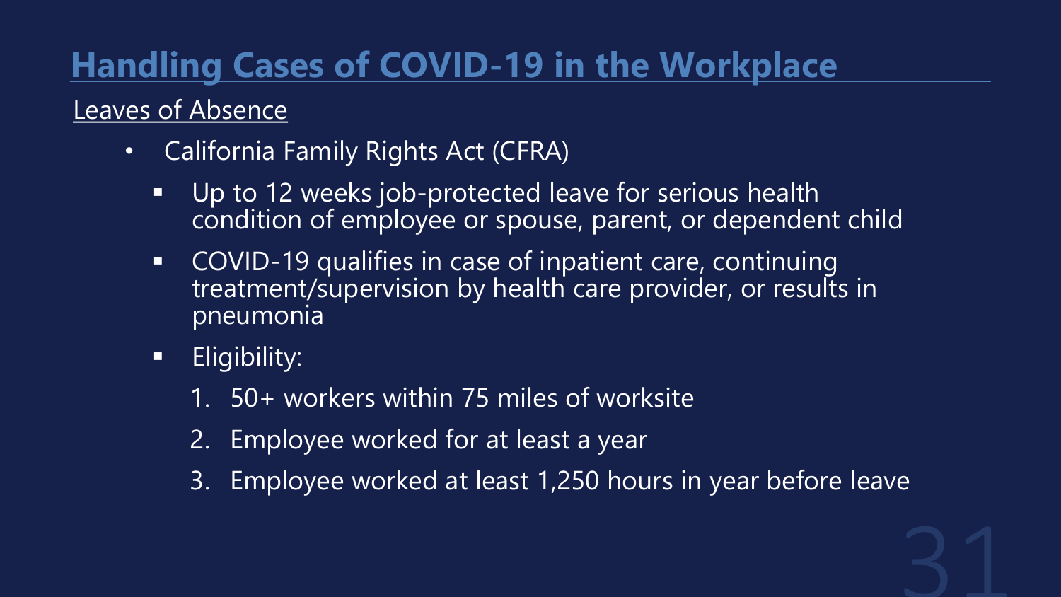# Handling Cases of COVID-19 in the Workplace

<u>Leaves of Absence</u>

- California Family Rights Act (CFRA)
  - Up to 12 weeks job-protected leave for serious health condition of employee or spouse, parent, or dependent child
  - COVID-19 qualifies in case of inpatient care, continuing treatment/supervision by health care provider, or results in pneumonia
  - Eligibility:
    1. 50+ workers within 75 miles of worksite
    2. Employee worked for at least a year
    3. Employee worked at least 1,250 hours in year before leave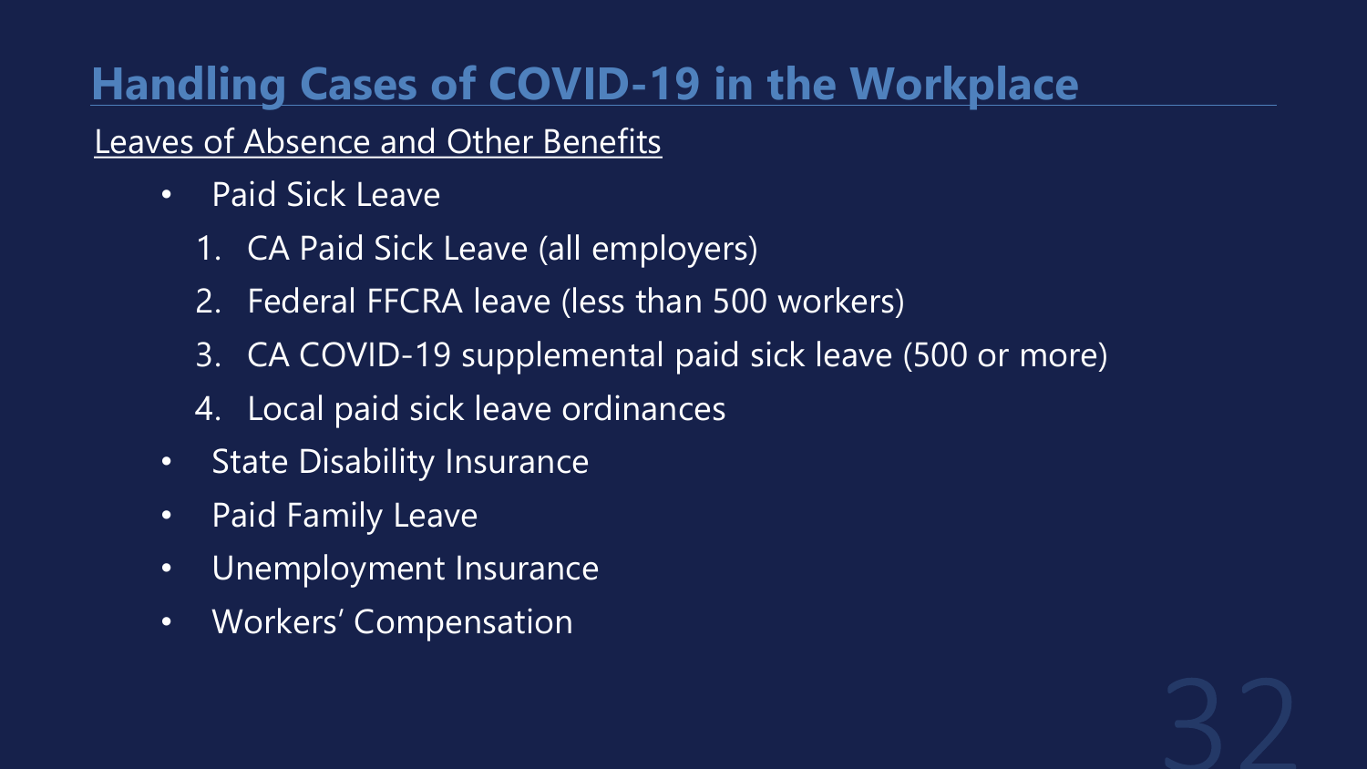# Handling Cases of COVID-19 in the Workplace

Leaves of Absence and Other Benefits

- Paid Sick Leave
  1. CA Paid Sick Leave (all employers)
  2. Federal FFCRA leave (less than 500 workers)
  3. CA COVID-19 supplemental paid sick leave (500 or more)
  4. Local paid sick leave ordinances
- State Disability Insurance
- Paid Family Leave
- Unemployment Insurance
- Workers' Compensation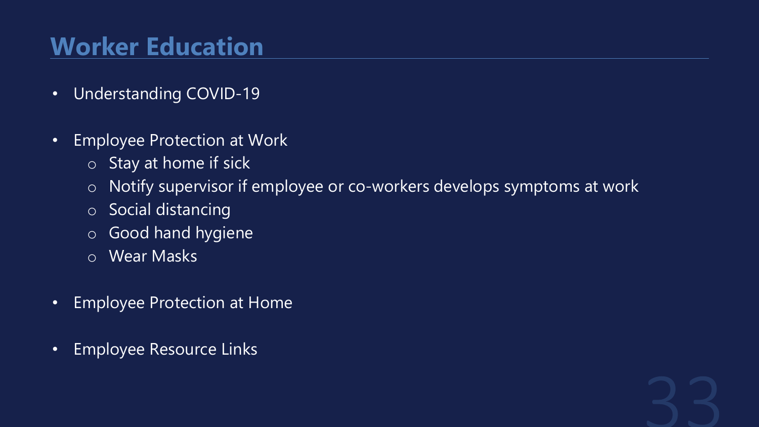# Worker Education

- Understanding COVID-19
- Employee Protection at Work
  - Stay at home if sick
  - Notify supervisor if employee or co-workers develops symptoms at work
  - Social distancing
  - Good hand hygiene
  - Wear Masks
- Employee Protection at Home
- Employee Resource Links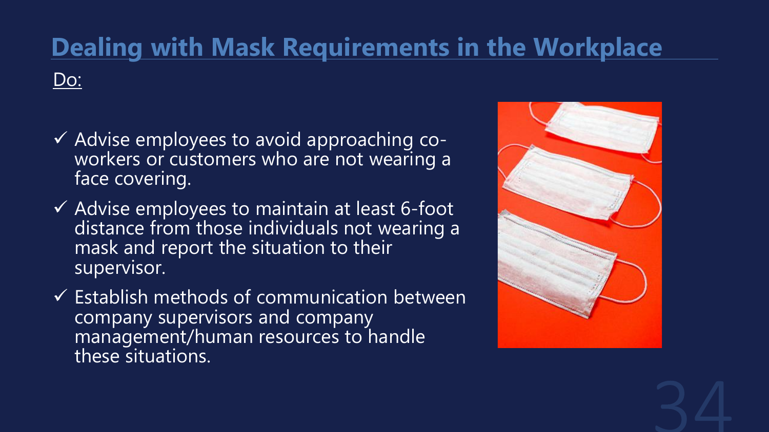# Dealing with Mask Requirements in the Workplace

Do:

- ✓ Advise employees to avoid approaching co-workers or customers who are not wearing a face covering.
- ✓ Advise employees to maintain at least 6-foot distance from those individuals not wearing a mask and report the situation to their supervisor.
- ✓ Establish methods of communication between company supervisors and company management/human resources to handle these situations.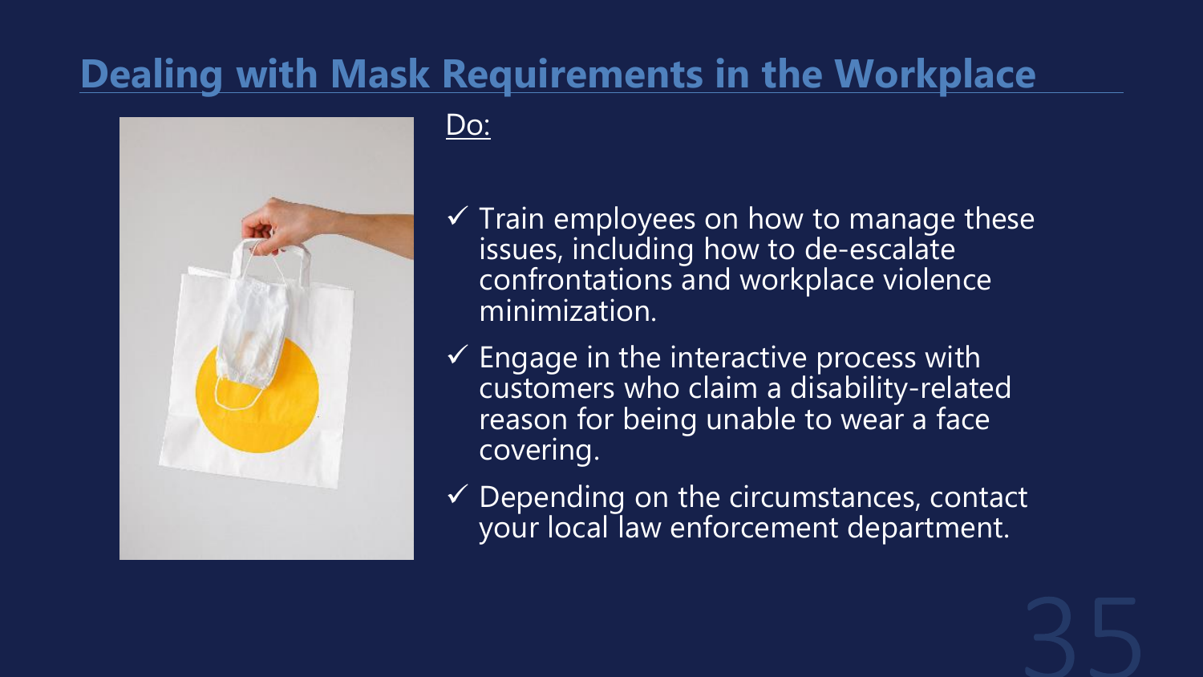# Dealing with Mask Requirements in the Workplace

<u>Do:</u>

- ✓ Train employees on how to manage these issues, including how to de-escalate confrontations and workplace violence minimization.
- ✓ Engage in the interactive process with customers who claim a disability-related reason for being unable to wear a face covering.
- ✓ Depending on the circumstances, contact your local law enforcement department.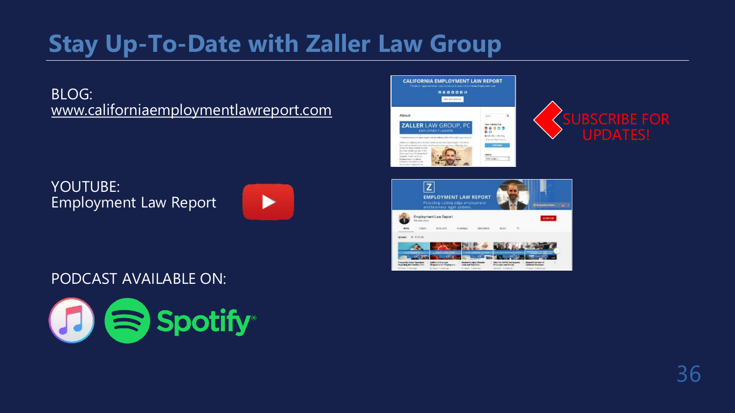# Stay Up-To-Date with Zaller Law Group

BLOG:
www.californiaemploymentlawreport.com

SUBSCRIBE FOR UPDATES!

YOUTUBE:
Employment Law Report

PODCAST AVAILABLE ON: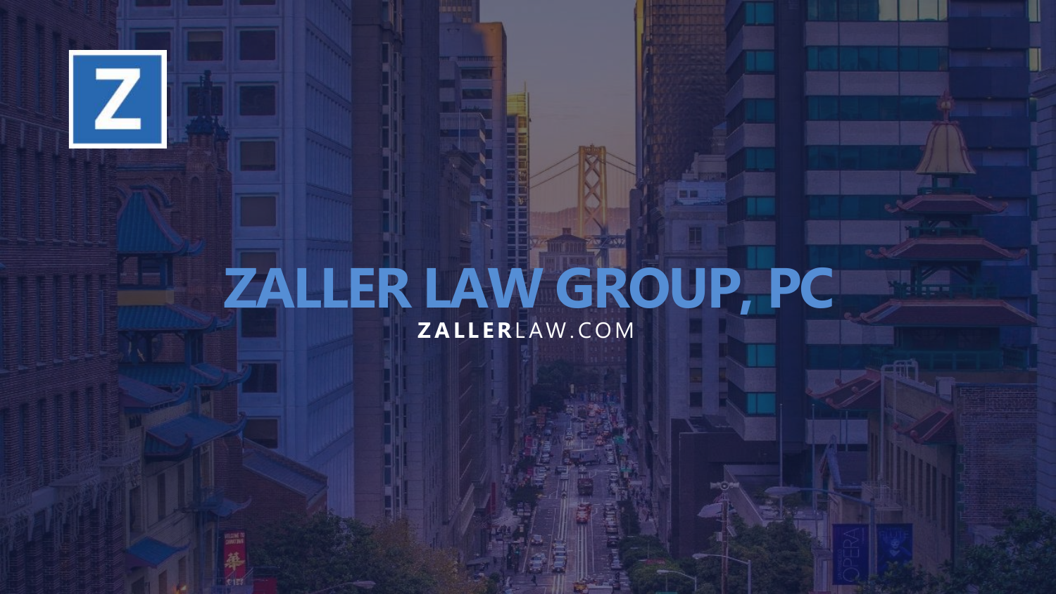# ZALLER LAW GROUP, PC

ZALLERLAW.COM